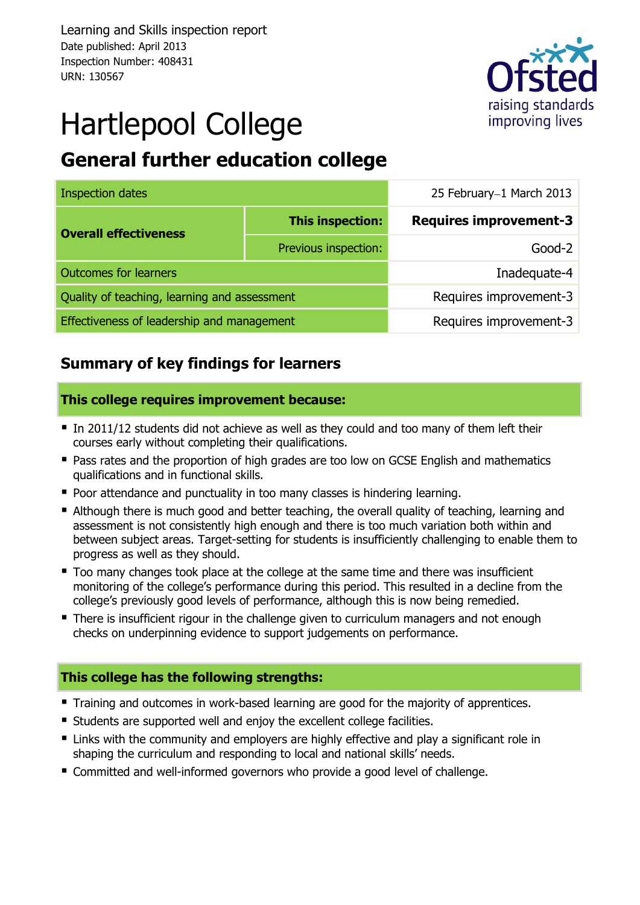Learning and Skills inspection report
Date published: April 2013
Inspection Number: 408431
URN: 130567

# Hartlepool College

## General further education college

| Inspection dates | | 25 February–1 March 2013 |
|---|---|---|
| Overall effectiveness | This inspection: | Requires improvement-3 |
| | Previous inspection: | Good-2 |
| Outcomes for learners | | Inadequate-4 |
| Quality of teaching, learning and assessment | | Requires improvement-3 |
| Effectiveness of leadership and management | | Requires improvement-3 |

## Summary of key findings for learners

### This college requires improvement because:

- In 2011/12 students did not achieve as well as they could and too many of them left their courses early without completing their qualifications.
- Pass rates and the proportion of high grades are too low on GCSE English and mathematics qualifications and in functional skills.
- Poor attendance and punctuality in too many classes is hindering learning.
- Although there is much good and better teaching, the overall quality of teaching, learning and assessment is not consistently high enough and there is too much variation both within and between subject areas. Target-setting for students is insufficiently challenging to enable them to progress as well as they should.
- Too many changes took place at the college at the same time and there was insufficient monitoring of the college's performance during this period. This resulted in a decline from the college's previously good levels of performance, although this is now being remedied.
- There is insufficient rigour in the challenge given to curriculum managers and not enough checks on underpinning evidence to support judgements on performance.

### This college has the following strengths:

- Training and outcomes in work-based learning are good for the majority of apprentices.
- Students are supported well and enjoy the excellent college facilities.
- Links with the community and employers are highly effective and play a significant role in shaping the curriculum and responding to local and national skills' needs.
- Committed and well-informed governors who provide a good level of challenge.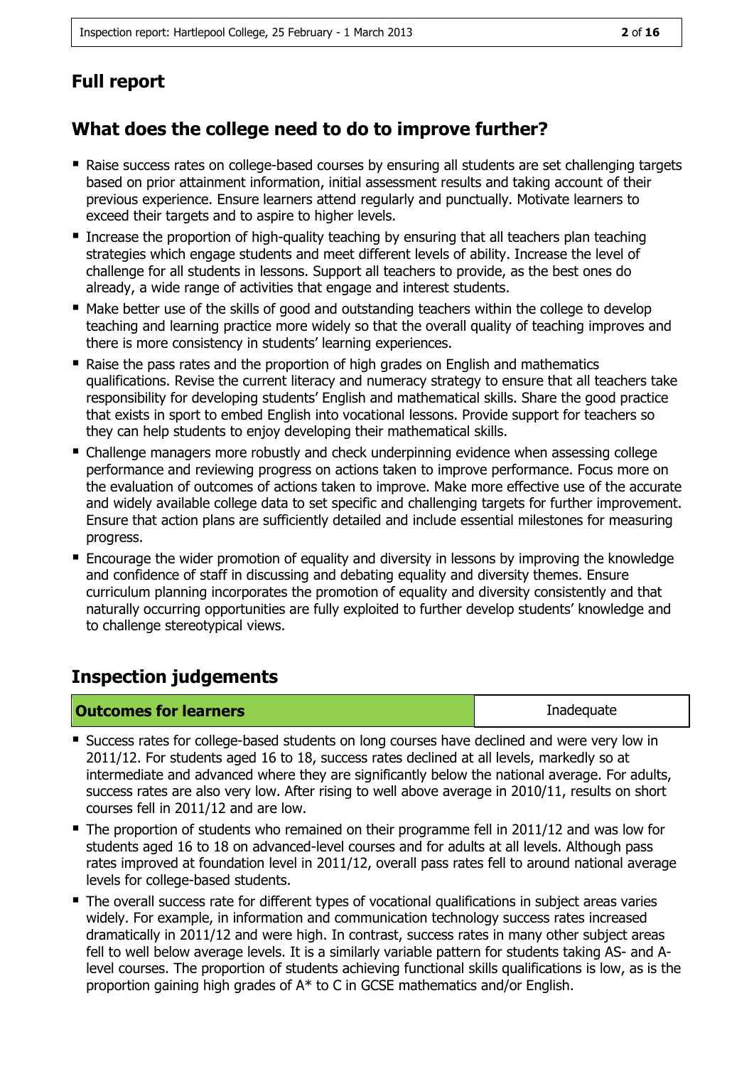## Full report

## What does the college need to do to improve further?

- Raise success rates on college-based courses by ensuring all students are set challenging targets based on prior attainment information, initial assessment results and taking account of their previous experience. Ensure learners attend regularly and punctually. Motivate learners to exceed their targets and to aspire to higher levels.
- Increase the proportion of high-quality teaching by ensuring that all teachers plan teaching strategies which engage students and meet different levels of ability. Increase the level of challenge for all students in lessons. Support all teachers to provide, as the best ones do already, a wide range of activities that engage and interest students.
- Make better use of the skills of good and outstanding teachers within the college to develop teaching and learning practice more widely so that the overall quality of teaching improves and there is more consistency in students' learning experiences.
- Raise the pass rates and the proportion of high grades on English and mathematics qualifications. Revise the current literacy and numeracy strategy to ensure that all teachers take responsibility for developing students' English and mathematical skills. Share the good practice that exists in sport to embed English into vocational lessons. Provide support for teachers so they can help students to enjoy developing their mathematical skills.
- Challenge managers more robustly and check underpinning evidence when assessing college performance and reviewing progress on actions taken to improve performance. Focus more on the evaluation of outcomes of actions taken to improve. Make more effective use of the accurate and widely available college data to set specific and challenging targets for further improvement. Ensure that action plans are sufficiently detailed and include essential milestones for measuring progress.
- Encourage the wider promotion of equality and diversity in lessons by improving the knowledge and confidence of staff in discussing and debating equality and diversity themes. Ensure curriculum planning incorporates the promotion of equality and diversity consistently and that naturally occurring opportunities are fully exploited to further develop students' knowledge and to challenge stereotypical views.

## Inspection judgements

| **Outcomes for learners** | Inadequate |
| --- | --- |

- Success rates for college-based students on long courses have declined and were very low in 2011/12. For students aged 16 to 18, success rates declined at all levels, markedly so at intermediate and advanced where they are significantly below the national average. For adults, success rates are also very low. After rising to well above average in 2010/11, results on short courses fell in 2011/12 and are low.
- The proportion of students who remained on their programme fell in 2011/12 and was low for students aged 16 to 18 on advanced-level courses and for adults at all levels. Although pass rates improved at foundation level in 2011/12, overall pass rates fell to around national average levels for college-based students.
- The overall success rate for different types of vocational qualifications in subject areas varies widely. For example, in information and communication technology success rates increased dramatically in 2011/12 and were high. In contrast, success rates in many other subject areas fell to well below average levels. It is a similarly variable pattern for students taking AS- and A-level courses. The proportion of students achieving functional skills qualifications is low, as is the proportion gaining high grades of A* to C in GCSE mathematics and/or English.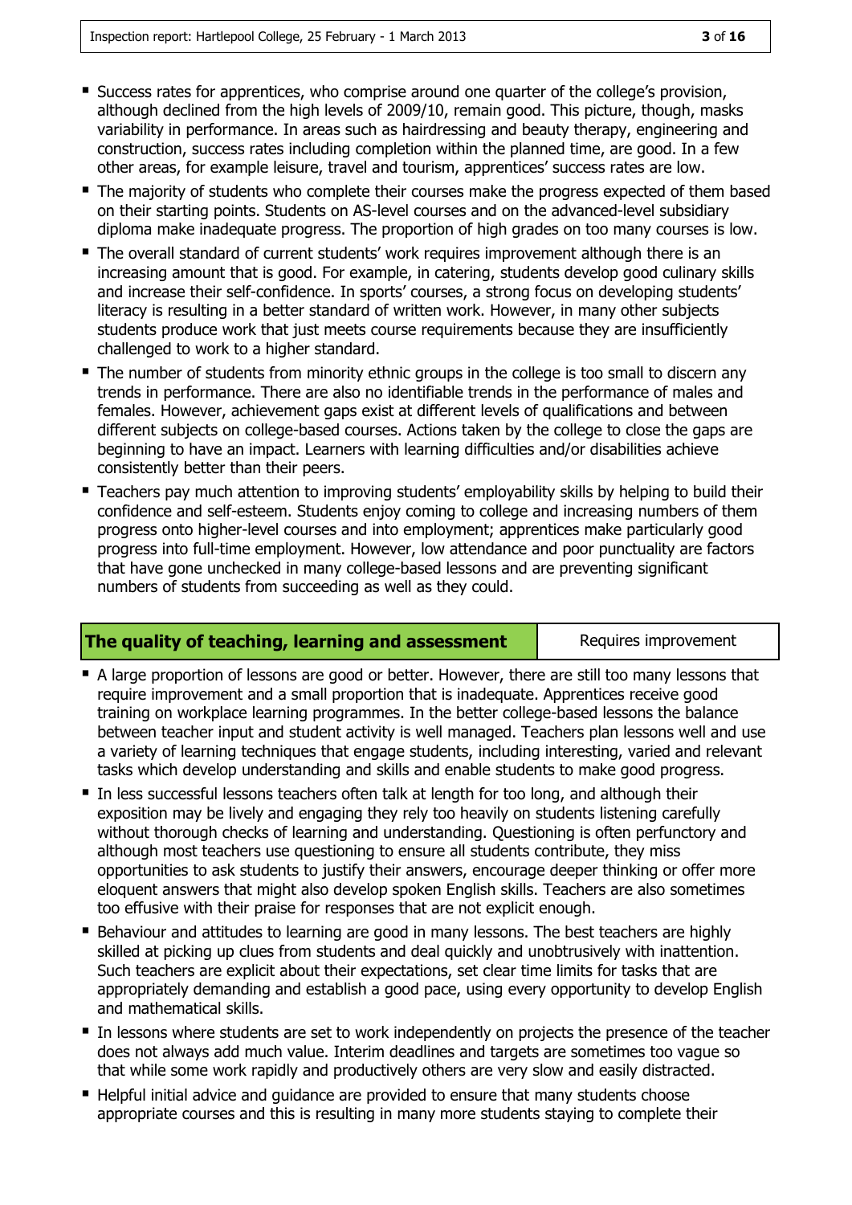- Success rates for apprentices, who comprise around one quarter of the college's provision, although declined from the high levels of 2009/10, remain good. This picture, though, masks variability in performance. In areas such as hairdressing and beauty therapy, engineering and construction, success rates including completion within the planned time, are good. In a few other areas, for example leisure, travel and tourism, apprentices' success rates are low.
- The majority of students who complete their courses make the progress expected of them based on their starting points. Students on AS-level courses and on the advanced-level subsidiary diploma make inadequate progress. The proportion of high grades on too many courses is low.
- The overall standard of current students' work requires improvement although there is an increasing amount that is good. For example, in catering, students develop good culinary skills and increase their self-confidence. In sports' courses, a strong focus on developing students' literacy is resulting in a better standard of written work. However, in many other subjects students produce work that just meets course requirements because they are insufficiently challenged to work to a higher standard.
- The number of students from minority ethnic groups in the college is too small to discern any trends in performance. There are also no identifiable trends in the performance of males and females. However, achievement gaps exist at different levels of qualifications and between different subjects on college-based courses. Actions taken by the college to close the gaps are beginning to have an impact. Learners with learning difficulties and/or disabilities achieve consistently better than their peers.
- Teachers pay much attention to improving students' employability skills by helping to build their confidence and self-esteem. Students enjoy coming to college and increasing numbers of them progress onto higher-level courses and into employment; apprentices make particularly good progress into full-time employment. However, low attendance and poor punctuality are factors that have gone unchecked in many college-based lessons and are preventing significant numbers of students from succeeding as well as they could.

| **The quality of teaching, learning and assessment** | Requires improvement |
| --- | --- |

- A large proportion of lessons are good or better. However, there are still too many lessons that require improvement and a small proportion that is inadequate. Apprentices receive good training on workplace learning programmes. In the better college-based lessons the balance between teacher input and student activity is well managed. Teachers plan lessons well and use a variety of learning techniques that engage students, including interesting, varied and relevant tasks which develop understanding and skills and enable students to make good progress.
- In less successful lessons teachers often talk at length for too long, and although their exposition may be lively and engaging they rely too heavily on students listening carefully without thorough checks of learning and understanding. Questioning is often perfunctory and although most teachers use questioning to ensure all students contribute, they miss opportunities to ask students to justify their answers, encourage deeper thinking or offer more eloquent answers that might also develop spoken English skills. Teachers are also sometimes too effusive with their praise for responses that are not explicit enough.
- Behaviour and attitudes to learning are good in many lessons. The best teachers are highly skilled at picking up clues from students and deal quickly and unobtrusively with inattention. Such teachers are explicit about their expectations, set clear time limits for tasks that are appropriately demanding and establish a good pace, using every opportunity to develop English and mathematical skills.
- In lessons where students are set to work independently on projects the presence of the teacher does not always add much value. Interim deadlines and targets are sometimes too vague so that while some work rapidly and productively others are very slow and easily distracted.
- Helpful initial advice and guidance are provided to ensure that many students choose appropriate courses and this is resulting in many more students staying to complete their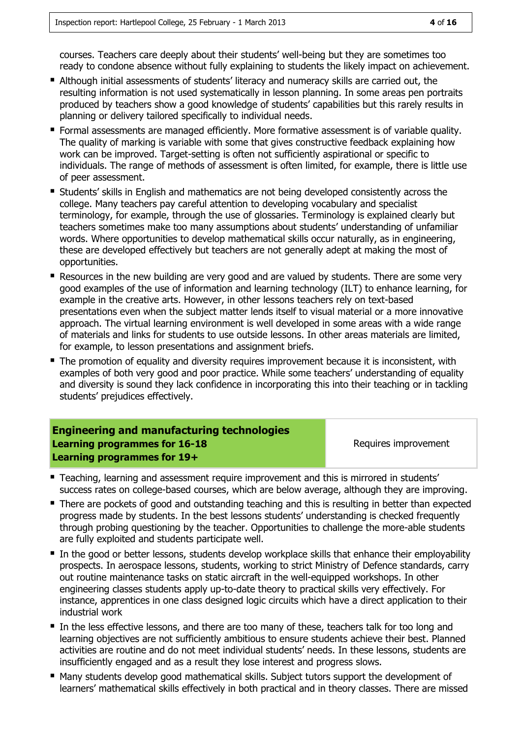courses. Teachers care deeply about their students' well-being but they are sometimes too ready to condone absence without fully explaining to students the likely impact on achievement.

- Although initial assessments of students' literacy and numeracy skills are carried out, the resulting information is not used systematically in lesson planning. In some areas pen portraits produced by teachers show a good knowledge of students' capabilities but this rarely results in planning or delivery tailored specifically to individual needs.
- Formal assessments are managed efficiently. More formative assessment is of variable quality. The quality of marking is variable with some that gives constructive feedback explaining how work can be improved. Target-setting is often not sufficiently aspirational or specific to individuals. The range of methods of assessment is often limited, for example, there is little use of peer assessment.
- Students' skills in English and mathematics are not being developed consistently across the college. Many teachers pay careful attention to developing vocabulary and specialist terminology, for example, through the use of glossaries. Terminology is explained clearly but teachers sometimes make too many assumptions about students' understanding of unfamiliar words. Where opportunities to develop mathematical skills occur naturally, as in engineering, these are developed effectively but teachers are not generally adept at making the most of opportunities.
- Resources in the new building are very good and are valued by students. There are some very good examples of the use of information and learning technology (ILT) to enhance learning, for example in the creative arts. However, in other lessons teachers rely on text-based presentations even when the subject matter lends itself to visual material or a more innovative approach. The virtual learning environment is well developed in some areas with a wide range of materials and links for students to use outside lessons. In other areas materials are limited, for example, to lesson presentations and assignment briefs.
- The promotion of equality and diversity requires improvement because it is inconsistent, with examples of both very good and poor practice. While some teachers' understanding of equality and diversity is sound they lack confidence in incorporating this into their teaching or in tackling students' prejudices effectively.

| **Engineering and manufacturing technologies**<br>**Learning programmes for 16-18**<br>**Learning programmes for 19+** | Requires improvement |
|---|---|

- Teaching, learning and assessment require improvement and this is mirrored in students' success rates on college-based courses, which are below average, although they are improving.
- There are pockets of good and outstanding teaching and this is resulting in better than expected progress made by students. In the best lessons students' understanding is checked frequently through probing questioning by the teacher. Opportunities to challenge the more-able students are fully exploited and students participate well.
- In the good or better lessons, students develop workplace skills that enhance their employability prospects. In aerospace lessons, students, working to strict Ministry of Defence standards, carry out routine maintenance tasks on static aircraft in the well-equipped workshops. In other engineering classes students apply up-to-date theory to practical skills very effectively. For instance, apprentices in one class designed logic circuits which have a direct application to their industrial work
- In the less effective lessons, and there are too many of these, teachers talk for too long and learning objectives are not sufficiently ambitious to ensure students achieve their best. Planned activities are routine and do not meet individual students' needs. In these lessons, students are insufficiently engaged and as a result they lose interest and progress slows.
- Many students develop good mathematical skills. Subject tutors support the development of learners' mathematical skills effectively in both practical and in theory classes. There are missed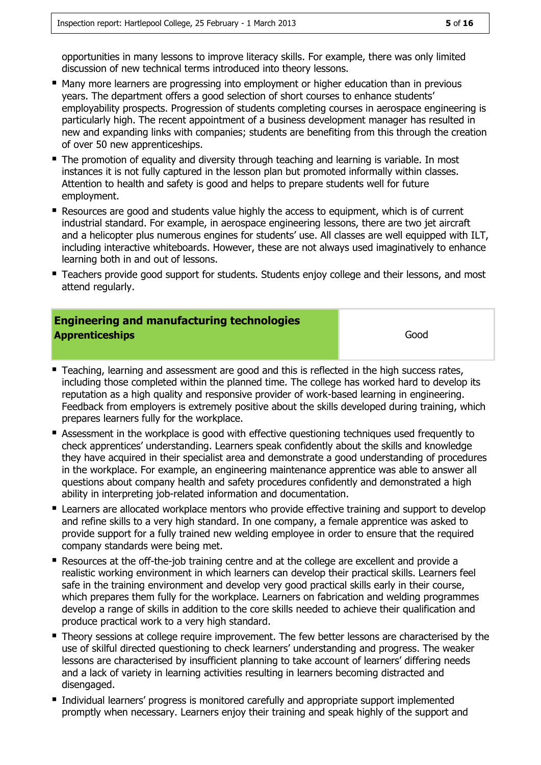opportunities in many lessons to improve literacy skills. For example, there was only limited discussion of new technical terms introduced into theory lessons.

- Many more learners are progressing into employment or higher education than in previous years. The department offers a good selection of short courses to enhance students' employability prospects. Progression of students completing courses in aerospace engineering is particularly high. The recent appointment of a business development manager has resulted in new and expanding links with companies; students are benefiting from this through the creation of over 50 new apprenticeships.
- The promotion of equality and diversity through teaching and learning is variable. In most instances it is not fully captured in the lesson plan but promoted informally within classes. Attention to health and safety is good and helps to prepare students well for future employment.
- Resources are good and students value highly the access to equipment, which is of current industrial standard. For example, in aerospace engineering lessons, there are two jet aircraft and a helicopter plus numerous engines for students' use. All classes are well equipped with ILT, including interactive whiteboards. However, these are not always used imaginatively to enhance learning both in and out of lessons.
- Teachers provide good support for students. Students enjoy college and their lessons, and most attend regularly.

| **Engineering and manufacturing technologies**<br>**Apprenticeships** | Good |
|---|---|

- Teaching, learning and assessment are good and this is reflected in the high success rates, including those completed within the planned time. The college has worked hard to develop its reputation as a high quality and responsive provider of work-based learning in engineering. Feedback from employers is extremely positive about the skills developed during training, which prepares learners fully for the workplace.
- Assessment in the workplace is good with effective questioning techniques used frequently to check apprentices' understanding. Learners speak confidently about the skills and knowledge they have acquired in their specialist area and demonstrate a good understanding of procedures in the workplace. For example, an engineering maintenance apprentice was able to answer all questions about company health and safety procedures confidently and demonstrated a high ability in interpreting job-related information and documentation.
- Learners are allocated workplace mentors who provide effective training and support to develop and refine skills to a very high standard. In one company, a female apprentice was asked to provide support for a fully trained new welding employee in order to ensure that the required company standards were being met.
- Resources at the off-the-job training centre and at the college are excellent and provide a realistic working environment in which learners can develop their practical skills. Learners feel safe in the training environment and develop very good practical skills early in their course, which prepares them fully for the workplace. Learners on fabrication and welding programmes develop a range of skills in addition to the core skills needed to achieve their qualification and produce practical work to a very high standard.
- Theory sessions at college require improvement. The few better lessons are characterised by the use of skilful directed questioning to check learners' understanding and progress. The weaker lessons are characterised by insufficient planning to take account of learners' differing needs and a lack of variety in learning activities resulting in learners becoming distracted and disengaged.
- Individual learners' progress is monitored carefully and appropriate support implemented promptly when necessary. Learners enjoy their training and speak highly of the support and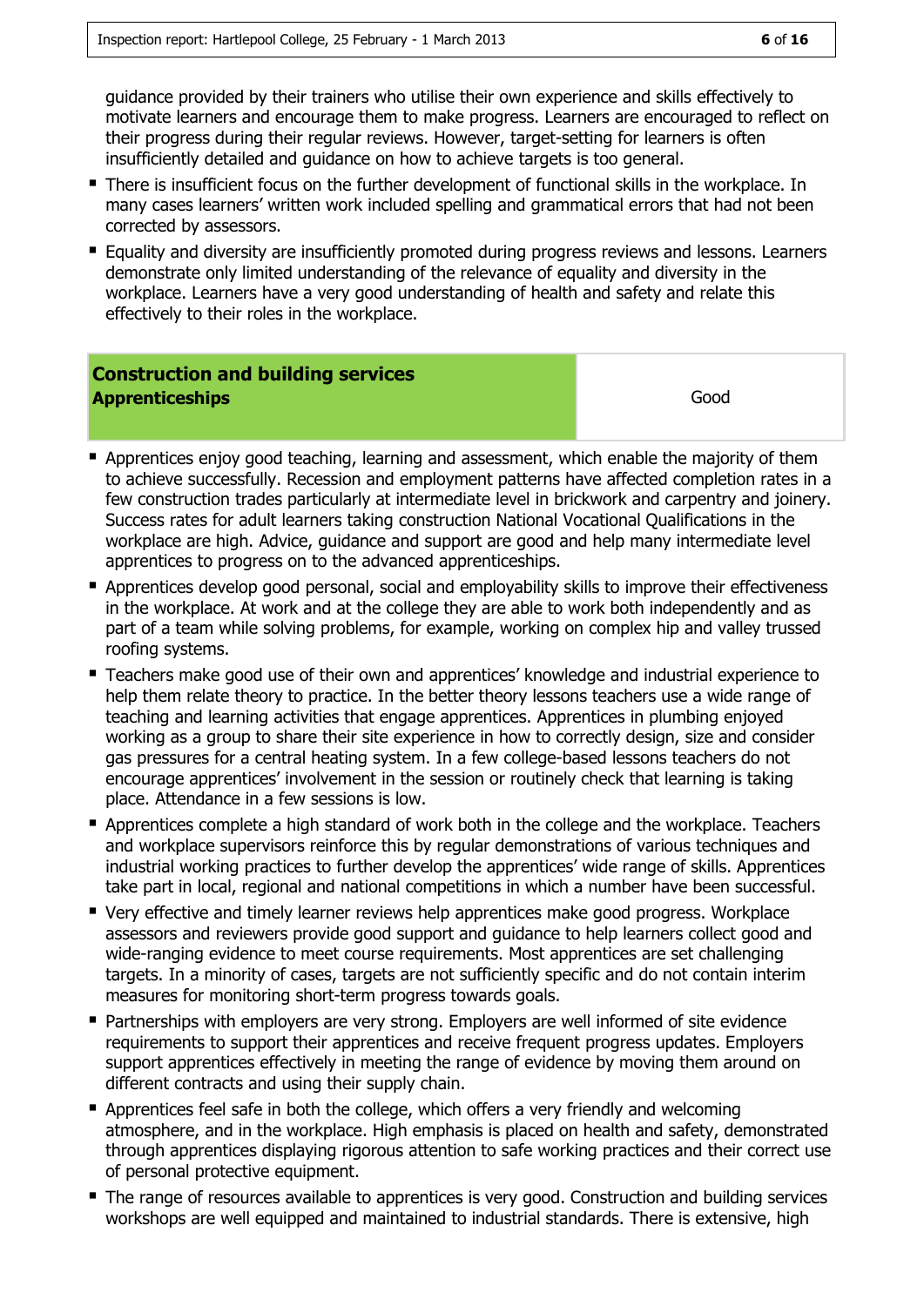guidance provided by their trainers who utilise their own experience and skills effectively to motivate learners and encourage them to make progress. Learners are encouraged to reflect on their progress during their regular reviews. However, target-setting for learners is often insufficiently detailed and guidance on how to achieve targets is too general.

- There is insufficient focus on the further development of functional skills in the workplace. In many cases learners' written work included spelling and grammatical errors that had not been corrected by assessors.
- Equality and diversity are insufficiently promoted during progress reviews and lessons. Learners demonstrate only limited understanding of the relevance of equality and diversity in the workplace. Learners have a very good understanding of health and safety and relate this effectively to their roles in the workplace.

| **Construction and building services**<br>**Apprenticeships** | Good |
|---|---|

- Apprentices enjoy good teaching, learning and assessment, which enable the majority of them to achieve successfully. Recession and employment patterns have affected completion rates in a few construction trades particularly at intermediate level in brickwork and carpentry and joinery. Success rates for adult learners taking construction National Vocational Qualifications in the workplace are high. Advice, guidance and support are good and help many intermediate level apprentices to progress on to the advanced apprenticeships.
- Apprentices develop good personal, social and employability skills to improve their effectiveness in the workplace. At work and at the college they are able to work both independently and as part of a team while solving problems, for example, working on complex hip and valley trussed roofing systems.
- Teachers make good use of their own and apprentices' knowledge and industrial experience to help them relate theory to practice. In the better theory lessons teachers use a wide range of teaching and learning activities that engage apprentices. Apprentices in plumbing enjoyed working as a group to share their site experience in how to correctly design, size and consider gas pressures for a central heating system. In a few college-based lessons teachers do not encourage apprentices' involvement in the session or routinely check that learning is taking place. Attendance in a few sessions is low.
- Apprentices complete a high standard of work both in the college and the workplace. Teachers and workplace supervisors reinforce this by regular demonstrations of various techniques and industrial working practices to further develop the apprentices' wide range of skills. Apprentices take part in local, regional and national competitions in which a number have been successful.
- Very effective and timely learner reviews help apprentices make good progress. Workplace assessors and reviewers provide good support and guidance to help learners collect good and wide-ranging evidence to meet course requirements. Most apprentices are set challenging targets. In a minority of cases, targets are not sufficiently specific and do not contain interim measures for monitoring short-term progress towards goals.
- Partnerships with employers are very strong. Employers are well informed of site evidence requirements to support their apprentices and receive frequent progress updates. Employers support apprentices effectively in meeting the range of evidence by moving them around on different contracts and using their supply chain.
- Apprentices feel safe in both the college, which offers a very friendly and welcoming atmosphere, and in the workplace. High emphasis is placed on health and safety, demonstrated through apprentices displaying rigorous attention to safe working practices and their correct use of personal protective equipment.
- The range of resources available to apprentices is very good. Construction and building services workshops are well equipped and maintained to industrial standards. There is extensive, high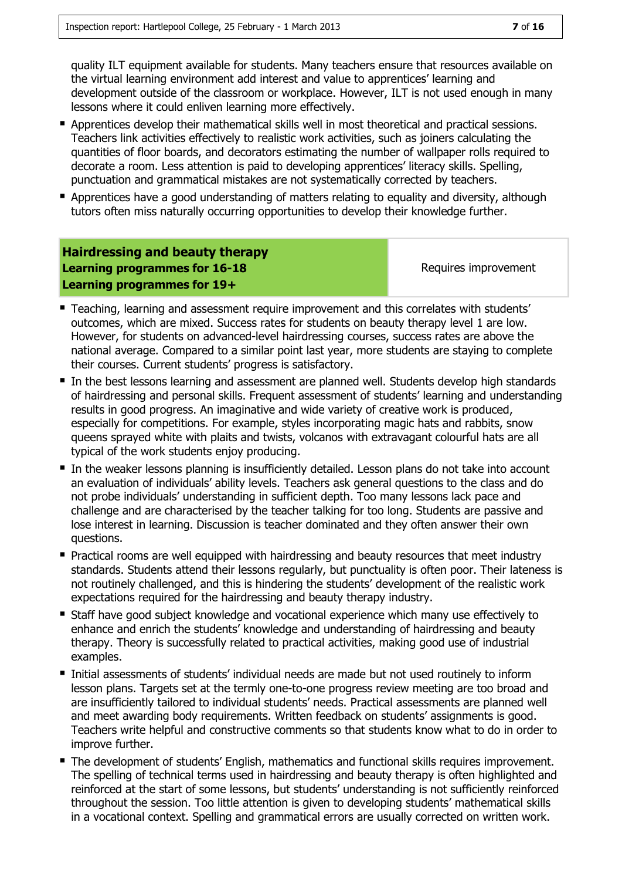quality ILT equipment available for students. Many teachers ensure that resources available on the virtual learning environment add interest and value to apprentices' learning and development outside of the classroom or workplace. However, ILT is not used enough in many lessons where it could enliven learning more effectively.

- Apprentices develop their mathematical skills well in most theoretical and practical sessions. Teachers link activities effectively to realistic work activities, such as joiners calculating the quantities of floor boards, and decorators estimating the number of wallpaper rolls required to decorate a room. Less attention is paid to developing apprentices' literacy skills. Spelling, punctuation and grammatical mistakes are not systematically corrected by teachers.
- Apprentices have a good understanding of matters relating to equality and diversity, although tutors often miss naturally occurring opportunities to develop their knowledge further.

| **Hairdressing and beauty therapy**<br>**Learning programmes for 16-18**<br>**Learning programmes for 19+** | Requires improvement |
| --- | --- |

- Teaching, learning and assessment require improvement and this correlates with students' outcomes, which are mixed. Success rates for students on beauty therapy level 1 are low. However, for students on advanced-level hairdressing courses, success rates are above the national average. Compared to a similar point last year, more students are staying to complete their courses. Current students' progress is satisfactory.
- In the best lessons learning and assessment are planned well. Students develop high standards of hairdressing and personal skills. Frequent assessment of students' learning and understanding results in good progress. An imaginative and wide variety of creative work is produced, especially for competitions. For example, styles incorporating magic hats and rabbits, snow queens sprayed white with plaits and twists, volcanos with extravagant colourful hats are all typical of the work students enjoy producing.
- In the weaker lessons planning is insufficiently detailed. Lesson plans do not take into account an evaluation of individuals' ability levels. Teachers ask general questions to the class and do not probe individuals' understanding in sufficient depth. Too many lessons lack pace and challenge and are characterised by the teacher talking for too long. Students are passive and lose interest in learning. Discussion is teacher dominated and they often answer their own questions.
- Practical rooms are well equipped with hairdressing and beauty resources that meet industry standards. Students attend their lessons regularly, but punctuality is often poor. Their lateness is not routinely challenged, and this is hindering the students' development of the realistic work expectations required for the hairdressing and beauty therapy industry.
- Staff have good subject knowledge and vocational experience which many use effectively to enhance and enrich the students' knowledge and understanding of hairdressing and beauty therapy. Theory is successfully related to practical activities, making good use of industrial examples.
- Initial assessments of students' individual needs are made but not used routinely to inform lesson plans. Targets set at the termly one-to-one progress review meeting are too broad and are insufficiently tailored to individual students' needs. Practical assessments are planned well and meet awarding body requirements. Written feedback on students' assignments is good. Teachers write helpful and constructive comments so that students know what to do in order to improve further.
- The development of students' English, mathematics and functional skills requires improvement. The spelling of technical terms used in hairdressing and beauty therapy is often highlighted and reinforced at the start of some lessons, but students' understanding is not sufficiently reinforced throughout the session. Too little attention is given to developing students' mathematical skills in a vocational context. Spelling and grammatical errors are usually corrected on written work.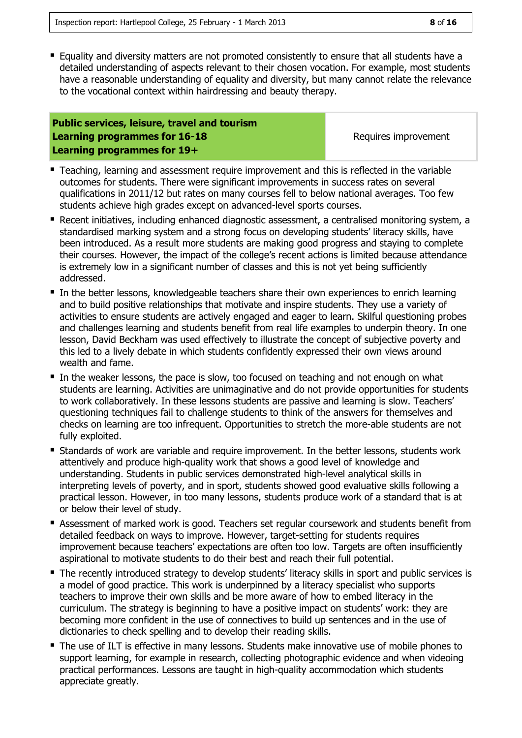- Equality and diversity matters are not promoted consistently to ensure that all students have a detailed understanding of aspects relevant to their chosen vocation. For example, most students have a reasonable understanding of equality and diversity, but many cannot relate the relevance to the vocational context within hairdressing and beauty therapy.

| **Public services, leisure, travel and tourism**<br>**Learning programmes for 16-18**<br>**Learning programmes for 19+** | Requires improvement |
|---|---|

- Teaching, learning and assessment require improvement and this is reflected in the variable outcomes for students. There were significant improvements in success rates on several qualifications in 2011/12 but rates on many courses fell to below national averages. Too few students achieve high grades except on advanced-level sports courses.
- Recent initiatives, including enhanced diagnostic assessment, a centralised monitoring system, a standardised marking system and a strong focus on developing students' literacy skills, have been introduced. As a result more students are making good progress and staying to complete their courses. However, the impact of the college's recent actions is limited because attendance is extremely low in a significant number of classes and this is not yet being sufficiently addressed.
- In the better lessons, knowledgeable teachers share their own experiences to enrich learning and to build positive relationships that motivate and inspire students. They use a variety of activities to ensure students are actively engaged and eager to learn. Skilful questioning probes and challenges learning and students benefit from real life examples to underpin theory. In one lesson, David Beckham was used effectively to illustrate the concept of subjective poverty and this led to a lively debate in which students confidently expressed their own views around wealth and fame.
- In the weaker lessons, the pace is slow, too focused on teaching and not enough on what students are learning. Activities are unimaginative and do not provide opportunities for students to work collaboratively. In these lessons students are passive and learning is slow. Teachers' questioning techniques fail to challenge students to think of the answers for themselves and checks on learning are too infrequent. Opportunities to stretch the more-able students are not fully exploited.
- Standards of work are variable and require improvement. In the better lessons, students work attentively and produce high-quality work that shows a good level of knowledge and understanding. Students in public services demonstrated high-level analytical skills in interpreting levels of poverty, and in sport, students showed good evaluative skills following a practical lesson. However, in too many lessons, students produce work of a standard that is at or below their level of study.
- Assessment of marked work is good. Teachers set regular coursework and students benefit from detailed feedback on ways to improve. However, target-setting for students requires improvement because teachers' expectations are often too low. Targets are often insufficiently aspirational to motivate students to do their best and reach their full potential.
- The recently introduced strategy to develop students' literacy skills in sport and public services is a model of good practice. This work is underpinned by a literacy specialist who supports teachers to improve their own skills and be more aware of how to embed literacy in the curriculum. The strategy is beginning to have a positive impact on students' work: they are becoming more confident in the use of connectives to build up sentences and in the use of dictionaries to check spelling and to develop their reading skills.
- The use of ILT is effective in many lessons. Students make innovative use of mobile phones to support learning, for example in research, collecting photographic evidence and when videoing practical performances. Lessons are taught in high-quality accommodation which students appreciate greatly.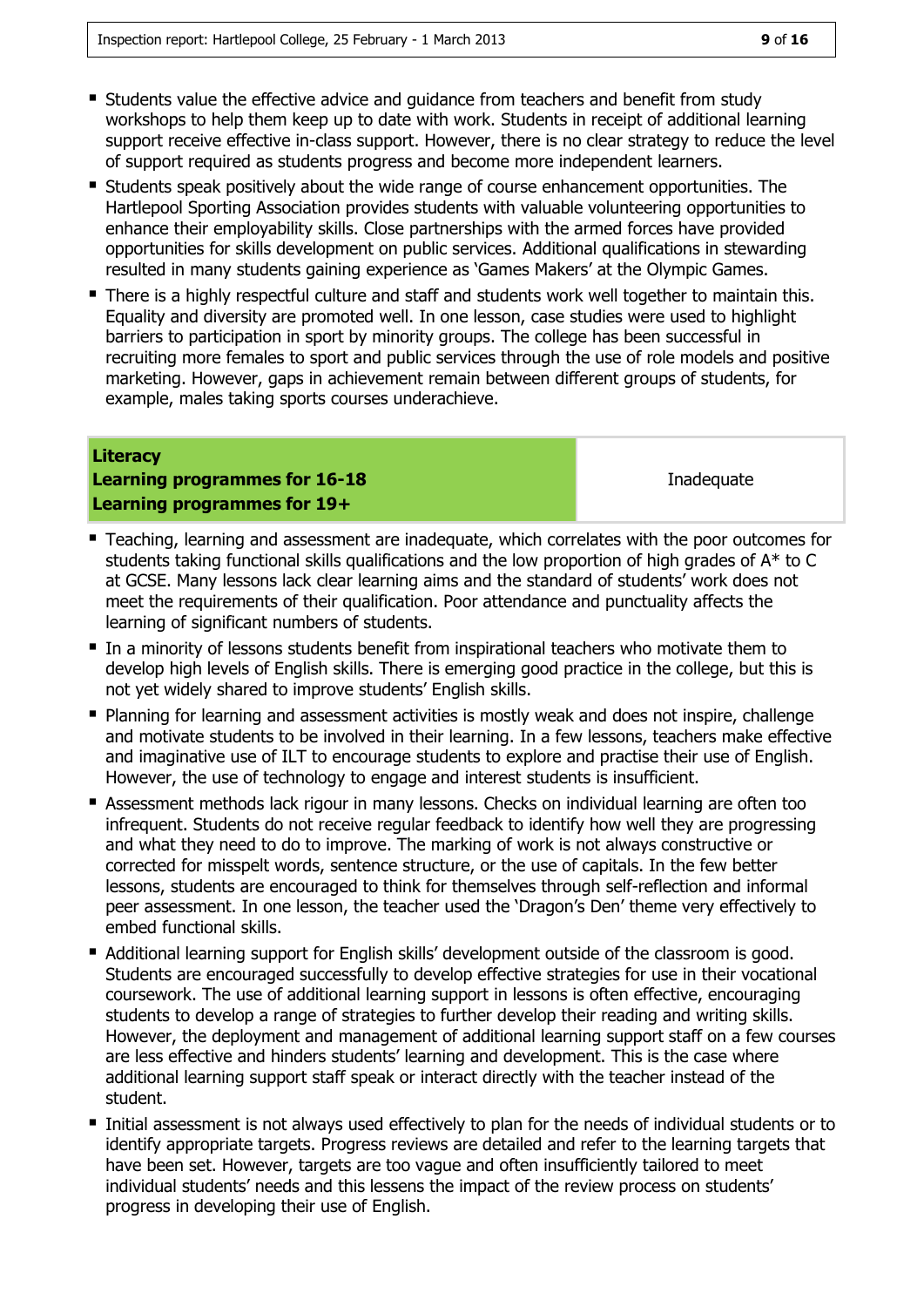- Students value the effective advice and guidance from teachers and benefit from study workshops to help them keep up to date with work. Students in receipt of additional learning support receive effective in-class support. However, there is no clear strategy to reduce the level of support required as students progress and become more independent learners.
- Students speak positively about the wide range of course enhancement opportunities. The Hartlepool Sporting Association provides students with valuable volunteering opportunities to enhance their employability skills. Close partnerships with the armed forces have provided opportunities for skills development on public services. Additional qualifications in stewarding resulted in many students gaining experience as 'Games Makers' at the Olympic Games.
- There is a highly respectful culture and staff and students work well together to maintain this. Equality and diversity are promoted well. In one lesson, case studies were used to highlight barriers to participation in sport by minority groups. The college has been successful in recruiting more females to sport and public services through the use of role models and positive marketing. However, gaps in achievement remain between different groups of students, for example, males taking sports courses underachieve.

| **Literacy**<br>**Learning programmes for 16-18**<br>**Learning programmes for 19+** | Inadequate |
|---|---|

- Teaching, learning and assessment are inadequate, which correlates with the poor outcomes for students taking functional skills qualifications and the low proportion of high grades of A* to C at GCSE. Many lessons lack clear learning aims and the standard of students' work does not meet the requirements of their qualification. Poor attendance and punctuality affects the learning of significant numbers of students.
- In a minority of lessons students benefit from inspirational teachers who motivate them to develop high levels of English skills. There is emerging good practice in the college, but this is not yet widely shared to improve students' English skills.
- Planning for learning and assessment activities is mostly weak and does not inspire, challenge and motivate students to be involved in their learning. In a few lessons, teachers make effective and imaginative use of ILT to encourage students to explore and practise their use of English. However, the use of technology to engage and interest students is insufficient.
- Assessment methods lack rigour in many lessons. Checks on individual learning are often too infrequent. Students do not receive regular feedback to identify how well they are progressing and what they need to do to improve. The marking of work is not always constructive or corrected for misspelt words, sentence structure, or the use of capitals. In the few better lessons, students are encouraged to think for themselves through self-reflection and informal peer assessment. In one lesson, the teacher used the 'Dragon's Den' theme very effectively to embed functional skills.
- Additional learning support for English skills' development outside of the classroom is good. Students are encouraged successfully to develop effective strategies for use in their vocational coursework. The use of additional learning support in lessons is often effective, encouraging students to develop a range of strategies to further develop their reading and writing skills. However, the deployment and management of additional learning support staff on a few courses are less effective and hinders students' learning and development. This is the case where additional learning support staff speak or interact directly with the teacher instead of the student.
- Initial assessment is not always used effectively to plan for the needs of individual students or to identify appropriate targets. Progress reviews are detailed and refer to the learning targets that have been set. However, targets are too vague and often insufficiently tailored to meet individual students' needs and this lessens the impact of the review process on students' progress in developing their use of English.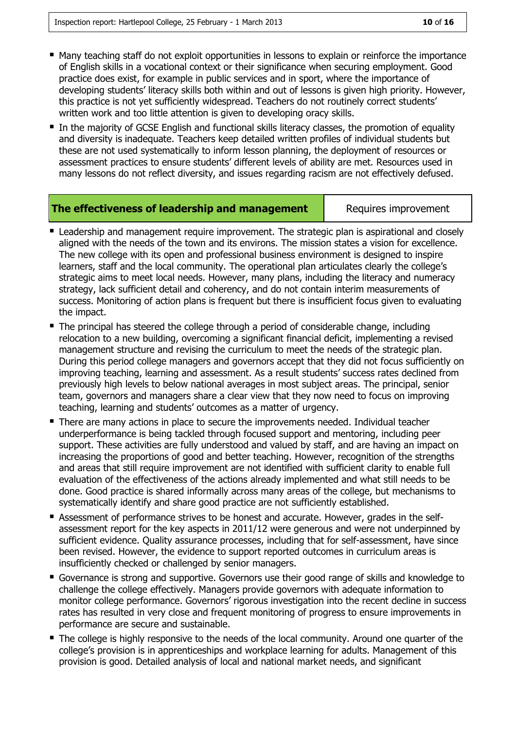- Many teaching staff do not exploit opportunities in lessons to explain or reinforce the importance of English skills in a vocational context or their significance when securing employment. Good practice does exist, for example in public services and in sport, where the importance of developing students' literacy skills both within and out of lessons is given high priority. However, this practice is not yet sufficiently widespread. Teachers do not routinely correct students' written work and too little attention is given to developing oracy skills.
- In the majority of GCSE English and functional skills literacy classes, the promotion of equality and diversity is inadequate. Teachers keep detailed written profiles of individual students but these are not used systematically to inform lesson planning, the deployment of resources or assessment practices to ensure students' different levels of ability are met. Resources used in many lessons do not reflect diversity, and issues regarding racism are not effectively defused.

| **The effectiveness of leadership and management** | Requires improvement |
|---|---|

- Leadership and management require improvement. The strategic plan is aspirational and closely aligned with the needs of the town and its environs. The mission states a vision for excellence. The new college with its open and professional business environment is designed to inspire learners, staff and the local community. The operational plan articulates clearly the college's strategic aims to meet local needs. However, many plans, including the literacy and numeracy strategy, lack sufficient detail and coherency, and do not contain interim measurements of success. Monitoring of action plans is frequent but there is insufficient focus given to evaluating the impact.
- The principal has steered the college through a period of considerable change, including relocation to a new building, overcoming a significant financial deficit, implementing a revised management structure and revising the curriculum to meet the needs of the strategic plan. During this period college managers and governors accept that they did not focus sufficiently on improving teaching, learning and assessment. As a result students' success rates declined from previously high levels to below national averages in most subject areas. The principal, senior team, governors and managers share a clear view that they now need to focus on improving teaching, learning and students' outcomes as a matter of urgency.
- There are many actions in place to secure the improvements needed. Individual teacher underperformance is being tackled through focused support and mentoring, including peer support. These activities are fully understood and valued by staff, and are having an impact on increasing the proportions of good and better teaching. However, recognition of the strengths and areas that still require improvement are not identified with sufficient clarity to enable full evaluation of the effectiveness of the actions already implemented and what still needs to be done. Good practice is shared informally across many areas of the college, but mechanisms to systematically identify and share good practice are not sufficiently established.
- Assessment of performance strives to be honest and accurate. However, grades in the self-assessment report for the key aspects in 2011/12 were generous and were not underpinned by sufficient evidence. Quality assurance processes, including that for self-assessment, have since been revised. However, the evidence to support reported outcomes in curriculum areas is insufficiently checked or challenged by senior managers.
- Governance is strong and supportive. Governors use their good range of skills and knowledge to challenge the college effectively. Managers provide governors with adequate information to monitor college performance. Governors' rigorous investigation into the recent decline in success rates has resulted in very close and frequent monitoring of progress to ensure improvements in performance are secure and sustainable.
- The college is highly responsive to the needs of the local community. Around one quarter of the college's provision is in apprenticeships and workplace learning for adults. Management of this provision is good. Detailed analysis of local and national market needs, and significant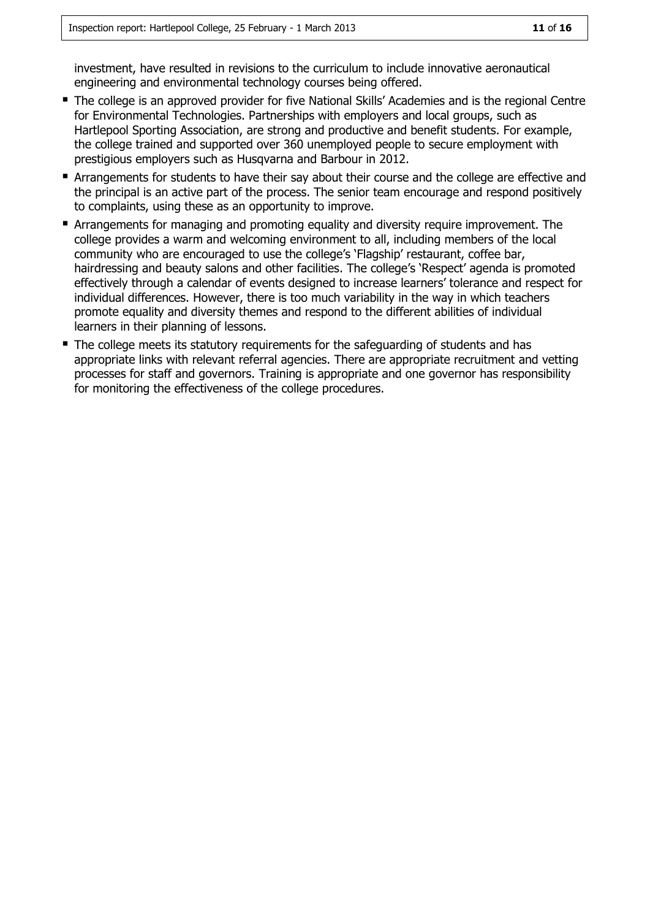investment, have resulted in revisions to the curriculum to include innovative aeronautical engineering and environmental technology courses being offered.

- The college is an approved provider for five National Skills' Academies and is the regional Centre for Environmental Technologies. Partnerships with employers and local groups, such as Hartlepool Sporting Association, are strong and productive and benefit students. For example, the college trained and supported over 360 unemployed people to secure employment with prestigious employers such as Husqvarna and Barbour in 2012.
- Arrangements for students to have their say about their course and the college are effective and the principal is an active part of the process. The senior team encourage and respond positively to complaints, using these as an opportunity to improve.
- Arrangements for managing and promoting equality and diversity require improvement. The college provides a warm and welcoming environment to all, including members of the local community who are encouraged to use the college's 'Flagship' restaurant, coffee bar, hairdressing and beauty salons and other facilities. The college's 'Respect' agenda is promoted effectively through a calendar of events designed to increase learners' tolerance and respect for individual differences. However, there is too much variability in the way in which teachers promote equality and diversity themes and respond to the different abilities of individual learners in their planning of lessons.
- The college meets its statutory requirements for the safeguarding of students and has appropriate links with relevant referral agencies. There are appropriate recruitment and vetting processes for staff and governors. Training is appropriate and one governor has responsibility for monitoring the effectiveness of the college procedures.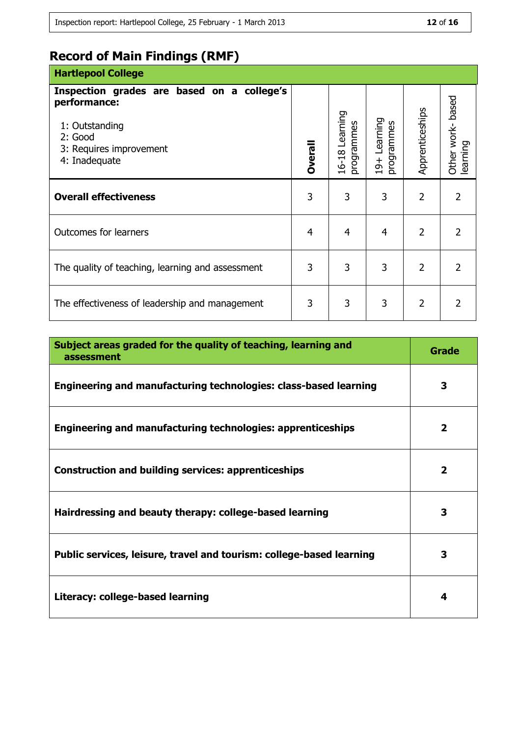# Record of Main Findings (RMF)

| **Hartlepool College** | | | | | |
|---|---|---|---|---|---|
| **Inspection grades are based on a college's performance:**<br><br>1: Outstanding<br>2: Good<br>3: Requires improvement<br>4: Inadequate | **Overall** | 16-18 Learning programmes | 19+ Learning programmes | Apprenticeships | Other work- based learning |
| **Overall effectiveness** | 3 | 3 | 3 | 2 | 2 |
| Outcomes for learners | 4 | 4 | 4 | 2 | 2 |
| The quality of teaching, learning and assessment | 3 | 3 | 3 | 2 | 2 |
| The effectiveness of leadership and management | 3 | 3 | 3 | 2 | 2 |

| **Subject areas graded for the quality of teaching, learning and assessment** | **Grade** |
|---|---|
| **Engineering and manufacturing technologies: class-based learning** | **3** |
| **Engineering and manufacturing technologies: apprenticeships** | **2** |
| **Construction and building services: apprenticeships** | **2** |
| **Hairdressing and beauty therapy: college-based learning** | **3** |
| **Public services, leisure, travel and tourism: college-based learning** | **3** |
| **Literacy: college-based learning** | **4** |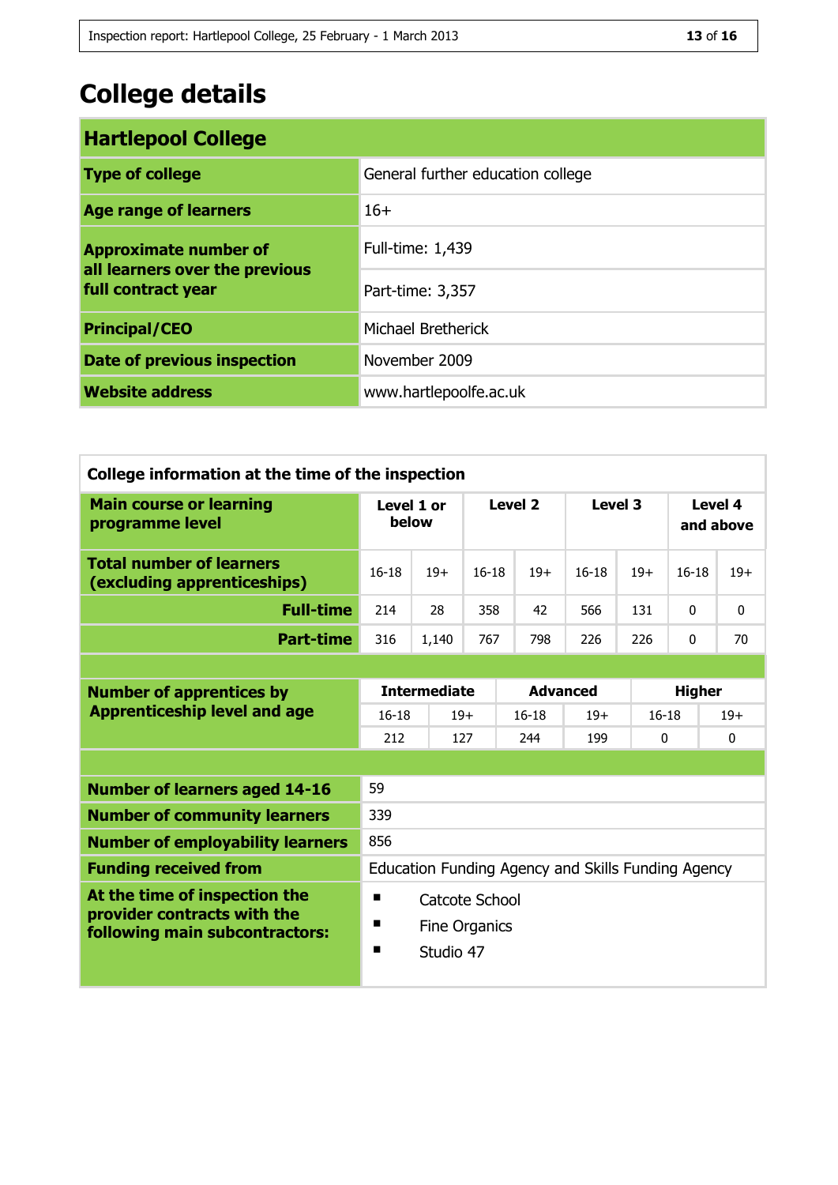# College details

| Hartlepool College | |
|---|---|
| **Type of college** | General further education college |
| **Age range of learners** | 16+ |
| **Approximate number of all learners over the previous full contract year** | Full-time: 1,439 |
| | Part-time: 3,357 |
| **Principal/CEO** | Michael Bretherick |
| **Date of previous inspection** | November 2009 |
| **Website address** | www.hartlepoolfe.ac.uk |

**College information at the time of the inspection**

| Main course or learning programme level | Level 1 or below | | Level 2 | | Level 3 | | Level 4 and above | |
|---|---|---|---|---|---|---|---|---|
| **Total number of learners (excluding apprenticeships)** | 16-18 | 19+ | 16-18 | 19+ | 16-18 | 19+ | 16-18 | 19+ |
| **Full-time** | 214 | 28 | 358 | 42 | 566 | 131 | 0 | 0 |
| **Part-time** | 316 | 1,140 | 767 | 798 | 226 | 226 | 0 | 70 |

| Number of apprentices by Apprenticeship level and age | Intermediate | | Advanced | | Higher | |
|---|---|---|---|---|---|---|
| | 16-18 | 19+ | 16-18 | 19+ | 16-18 | 19+ |
| | 212 | 127 | 244 | 199 | 0 | 0 |

| | |
|---|---|
| **Number of learners aged 14-16** | 59 |
| **Number of community learners** | 339 |
| **Number of employability learners** | 856 |
| **Funding received from** | Education Funding Agency and Skills Funding Agency |
| **At the time of inspection the provider contracts with the following main subcontractors:** | ▪ Catcote School<br>▪ Fine Organics<br>▪ Studio 47 |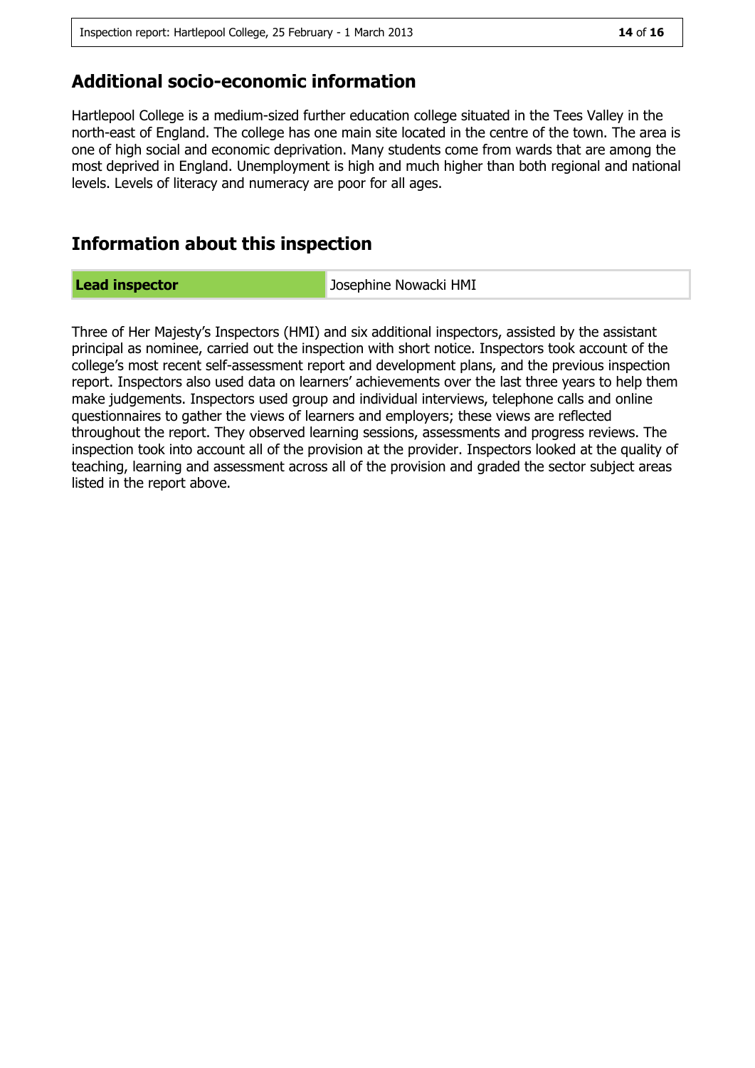## Additional socio-economic information

Hartlepool College is a medium-sized further education college situated in the Tees Valley in the north-east of England. The college has one main site located in the centre of the town. The area is one of high social and economic deprivation. Many students come from wards that are among the most deprived in England. Unemployment is high and much higher than both regional and national levels. Levels of literacy and numeracy are poor for all ages.

## Information about this inspection

| **Lead inspector** | Josephine Nowacki HMI |
|---|---|

Three of Her Majesty's Inspectors (HMI) and six additional inspectors, assisted by the assistant principal as nominee, carried out the inspection with short notice. Inspectors took account of the college's most recent self-assessment report and development plans, and the previous inspection report. Inspectors also used data on learners' achievements over the last three years to help them make judgements. Inspectors used group and individual interviews, telephone calls and online questionnaires to gather the views of learners and employers; these views are reflected throughout the report. They observed learning sessions, assessments and progress reviews. The inspection took into account all of the provision at the provider. Inspectors looked at the quality of teaching, learning and assessment across all of the provision and graded the sector subject areas listed in the report above.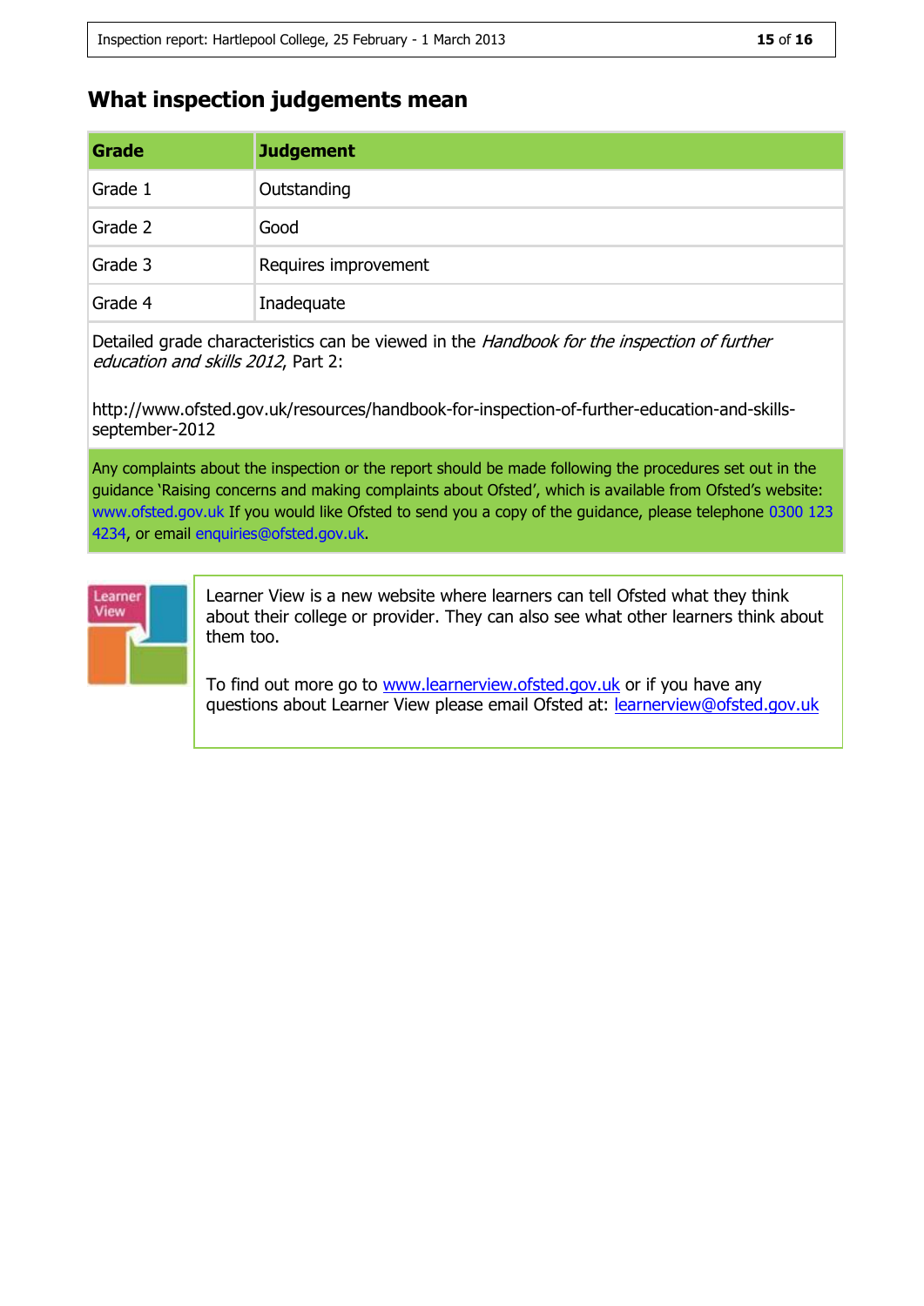## What inspection judgements mean

| Grade | Judgement |
| --- | --- |
| Grade 1 | Outstanding |
| Grade 2 | Good |
| Grade 3 | Requires improvement |
| Grade 4 | Inadequate |

Detailed grade characteristics can be viewed in the *Handbook for the inspection of further education and skills 2012*, Part 2:

http://www.ofsted.gov.uk/resources/handbook-for-inspection-of-further-education-and-skills-september-2012

Any complaints about the inspection or the report should be made following the procedures set out in the guidance 'Raising concerns and making complaints about Ofsted', which is available from Ofsted's website: www.ofsted.gov.uk If you would like Ofsted to send you a copy of the guidance, please telephone 0300 123 4234, or email enquiries@ofsted.gov.uk.

Learner View is a new website where learners can tell Ofsted what they think about their college or provider. They can also see what other learners think about them too.

To find out more go to www.learnerview.ofsted.gov.uk or if you have any questions about Learner View please email Ofsted at: learnerview@ofsted.gov.uk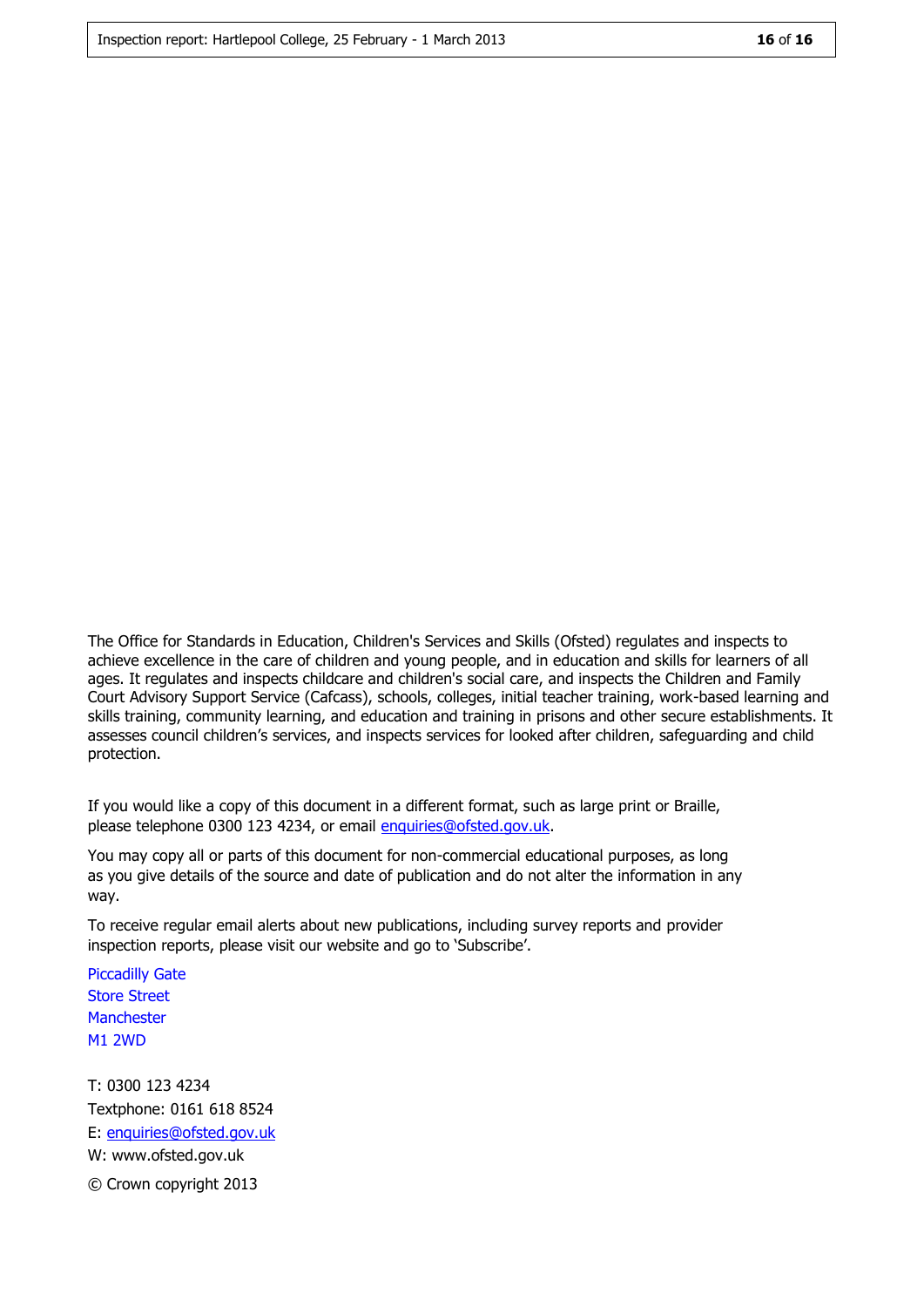The Office for Standards in Education, Children's Services and Skills (Ofsted) regulates and inspects to achieve excellence in the care of children and young people, and in education and skills for learners of all ages. It regulates and inspects childcare and children's social care, and inspects the Children and Family Court Advisory Support Service (Cafcass), schools, colleges, initial teacher training, work-based learning and skills training, community learning, and education and training in prisons and other secure establishments. It assesses council children's services, and inspects services for looked after children, safeguarding and child protection.

If you would like a copy of this document in a different format, such as large print or Braille, please telephone 0300 123 4234, or email enquiries@ofsted.gov.uk.

You may copy all or parts of this document for non-commercial educational purposes, as long as you give details of the source and date of publication and do not alter the information in any way.

To receive regular email alerts about new publications, including survey reports and provider inspection reports, please visit our website and go to 'Subscribe'.

Piccadilly Gate
Store Street
Manchester
M1 2WD

T: 0300 123 4234
Textphone: 0161 618 8524
E: enquiries@ofsted.gov.uk
W: www.ofsted.gov.uk

© Crown copyright 2013